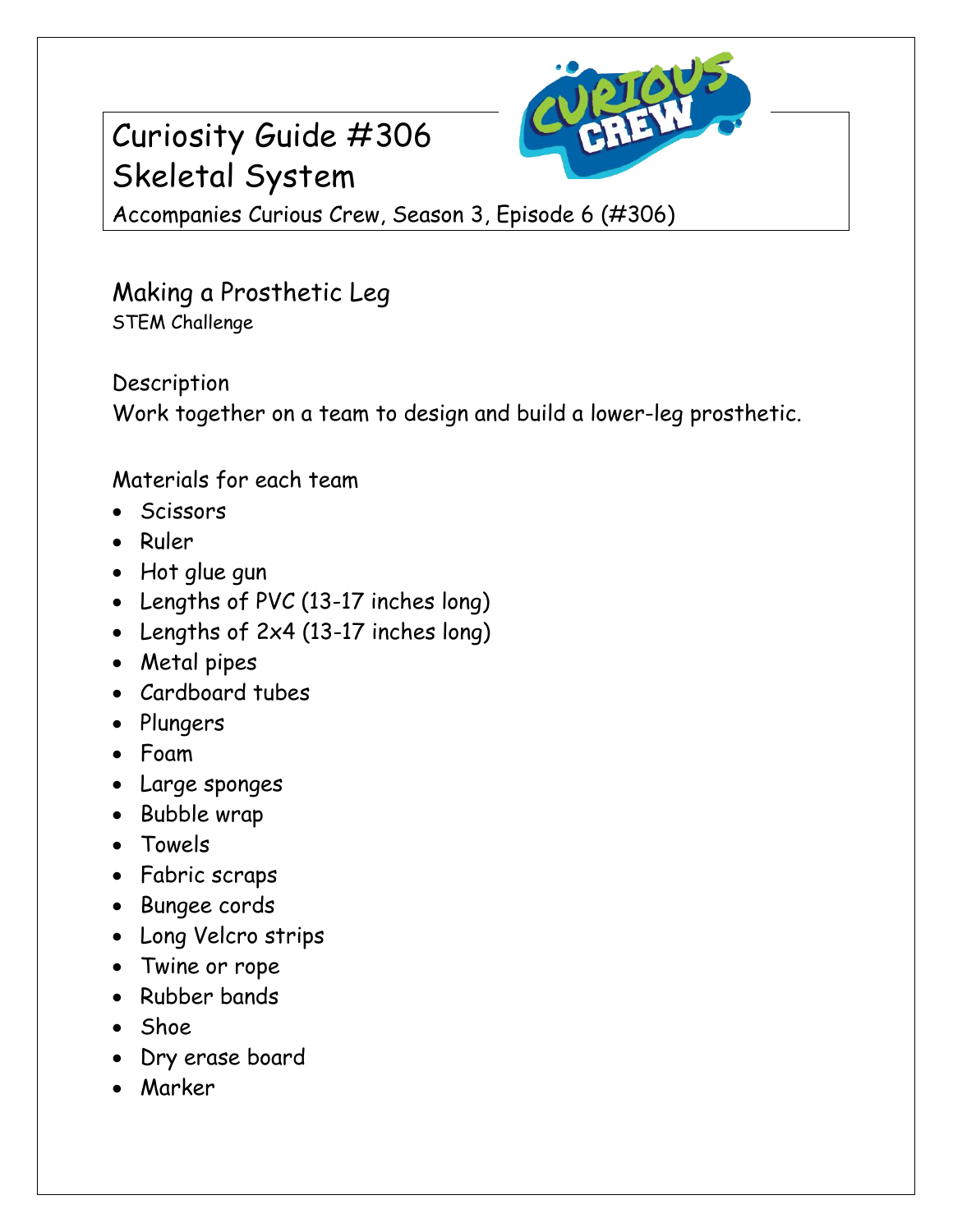# Curiosity Guide #306
# Skeletal System

Accompanies Curious Crew, Season 3, Episode 6 (#306)

## Making a Prosthetic Leg

STEM Challenge

### Description

Work together on a team to design and build a lower-leg prosthetic.

### Materials for each team

- Scissors
- Ruler
- Hot glue gun
- Lengths of PVC (13-17 inches long)
- Lengths of 2x4 (13-17 inches long)
- Metal pipes
- Cardboard tubes
- Plungers
- Foam
- Large sponges
- Bubble wrap
- Towels
- Fabric scraps
- Bungee cords
- Long Velcro strips
- Twine or rope
- Rubber bands
- Shoe
- Dry erase board
- Marker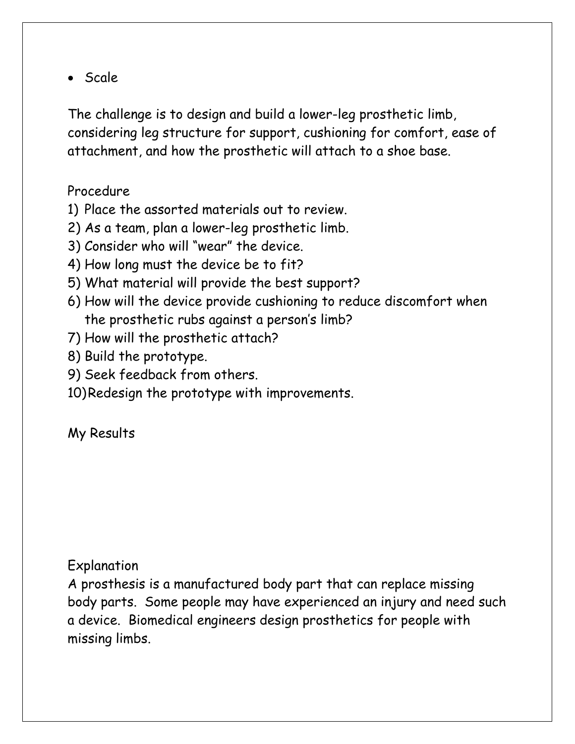- Scale

The challenge is to design and build a lower-leg prosthetic limb, considering leg structure for support, cushioning for comfort, ease of attachment, and how the prosthetic will attach to a shoe base.

Procedure

1) Place the assorted materials out to review.
2) As a team, plan a lower-leg prosthetic limb.
3) Consider who will "wear" the device.
4) How long must the device be to fit?
5) What material will provide the best support?
6) How will the device provide cushioning to reduce discomfort when the prosthetic rubs against a person's limb?
7) How will the prosthetic attach?
8) Build the prototype.
9) Seek feedback from others.
10) Redesign the prototype with improvements.

My Results

Explanation

A prosthesis is a manufactured body part that can replace missing body parts. Some people may have experienced an injury and need such a device. Biomedical engineers design prosthetics for people with missing limbs.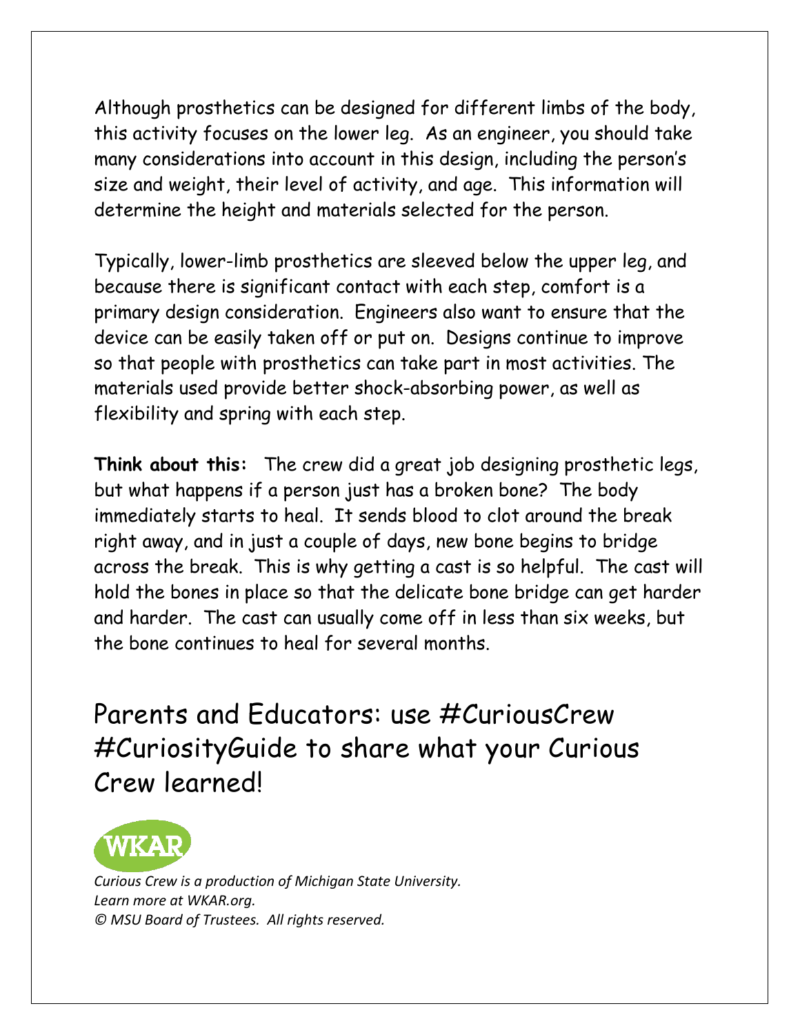Although prosthetics can be designed for different limbs of the body, this activity focuses on the lower leg. As an engineer, you should take many considerations into account in this design, including the person's size and weight, their level of activity, and age. This information will determine the height and materials selected for the person.

Typically, lower-limb prosthetics are sleeved below the upper leg, and because there is significant contact with each step, comfort is a primary design consideration. Engineers also want to ensure that the device can be easily taken off or put on. Designs continue to improve so that people with prosthetics can take part in most activities. The materials used provide better shock-absorbing power, as well as flexibility and spring with each step.

**Think about this:** The crew did a great job designing prosthetic legs, but what happens if a person just has a broken bone? The body immediately starts to heal. It sends blood to clot around the break right away, and in just a couple of days, new bone begins to bridge across the break. This is why getting a cast is so helpful. The cast will hold the bones in place so that the delicate bone bridge can get harder and harder. The cast can usually come off in less than six weeks, but the bone continues to heal for several months.

## Parents and Educators: use #CuriousCrew #CuriosityGuide to share what your Curious Crew learned!

WKAR

*Curious Crew is a production of Michigan State University.*
*Learn more at WKAR.org.*
*© MSU Board of Trustees. All rights reserved.*